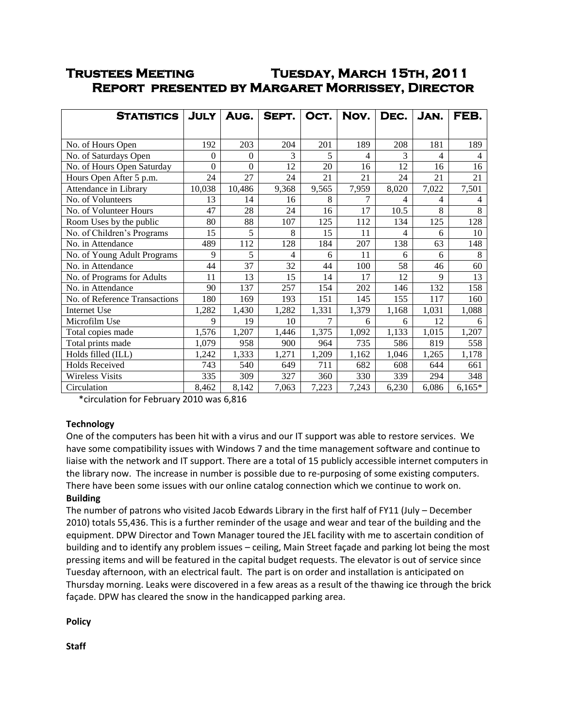# Trustees Meeting Tuesday, March 15th, 2011

## Report presented by Margaret Morrissey, Director

| Statistics | July | Aug. | Sept. | Oct. | Nov. | Dec. | Jan. | Feb. |
|---|---|---|---|---|---|---|---|---|
| No. of Hours Open | 192 | 203 | 204 | 201 | 189 | 208 | 181 | 189 |
| No. of Saturdays Open | 0 | 0 | 3 | 5 | 4 | 3 | 4 | 4 |
| No. of Hours Open Saturday | 0 | 0 | 12 | 20 | 16 | 12 | 16 | 16 |
| Hours Open After 5 p.m. | 24 | 27 | 24 | 21 | 21 | 24 | 21 | 21 |
| Attendance in Library | 10,038 | 10,486 | 9,368 | 9,565 | 7,959 | 8,020 | 7,022 | 7,501 |
| No. of Volunteers | 13 | 14 | 16 | 8 | 7 | 4 | 4 | 4 |
| No. of Volunteer Hours | 47 | 28 | 24 | 16 | 17 | 10.5 | 8 | 8 |
| Room Uses by the public | 80 | 88 | 107 | 125 | 112 | 134 | 125 | 128 |
| No. of Children's Programs | 15 | 5 | 8 | 15 | 11 | 4 | 6 | 10 |
| No. in Attendance | 489 | 112 | 128 | 184 | 207 | 138 | 63 | 148 |
| No. of Young Adult Programs | 9 | 5 | 4 | 6 | 11 | 6 | 6 | 8 |
| No. in Attendance | 44 | 37 | 32 | 44 | 100 | 58 | 46 | 60 |
| No. of Programs for Adults | 11 | 13 | 15 | 14 | 17 | 12 | 9 | 13 |
| No. in Attendance | 90 | 137 | 257 | 154 | 202 | 146 | 132 | 158 |
| No. of Reference Transactions | 180 | 169 | 193 | 151 | 145 | 155 | 117 | 160 |
| Internet Use | 1,282 | 1,430 | 1,282 | 1,331 | 1,379 | 1,168 | 1,031 | 1,088 |
| Microfilm Use | 9 | 19 | 10 | 7 | 6 | 6 | 12 | 6 |
| Total copies made | 1,576 | 1,207 | 1,446 | 1,375 | 1,092 | 1,133 | 1,015 | 1,207 |
| Total prints made | 1,079 | 958 | 900 | 964 | 735 | 586 | 819 | 558 |
| Holds filled (ILL) | 1,242 | 1,333 | 1,271 | 1,209 | 1,162 | 1,046 | 1,265 | 1,178 |
| Holds Received | 743 | 540 | 649 | 711 | 682 | 608 | 644 | 661 |
| Wireless Visits | 335 | 309 | 327 | 360 | 330 | 339 | 294 | 348 |
| Circulation | 8,462 | 8,142 | 7,063 | 7,223 | 7,243 | 6,230 | 6,086 | 6,165* |

*circulation for February 2010 was 6,816

**Technology**

One of the computers has been hit with a virus and our IT support was able to restore services. We have some compatibility issues with Windows 7 and the time management software and continue to liaise with the network and IT support. There are a total of 15 publicly accessible internet computers in the library now. The increase in number is possible due to re-purposing of some existing computers. There have been some issues with our online catalog connection which we continue to work on.

**Building**

The number of patrons who visited Jacob Edwards Library in the first half of FY11 (July – December 2010) totals 55,436. This is a further reminder of the usage and wear and tear of the building and the equipment. DPW Director and Town Manager toured the JEL facility with me to ascertain condition of building and to identify any problem issues – ceiling, Main Street façade and parking lot being the most pressing items and will be featured in the capital budget requests. The elevator is out of service since Tuesday afternoon, with an electrical fault. The part is on order and installation is anticipated on Thursday morning. Leaks were discovered in a few areas as a result of the thawing ice through the brick façade. DPW has cleared the snow in the handicapped parking area.

**Policy**

**Staff**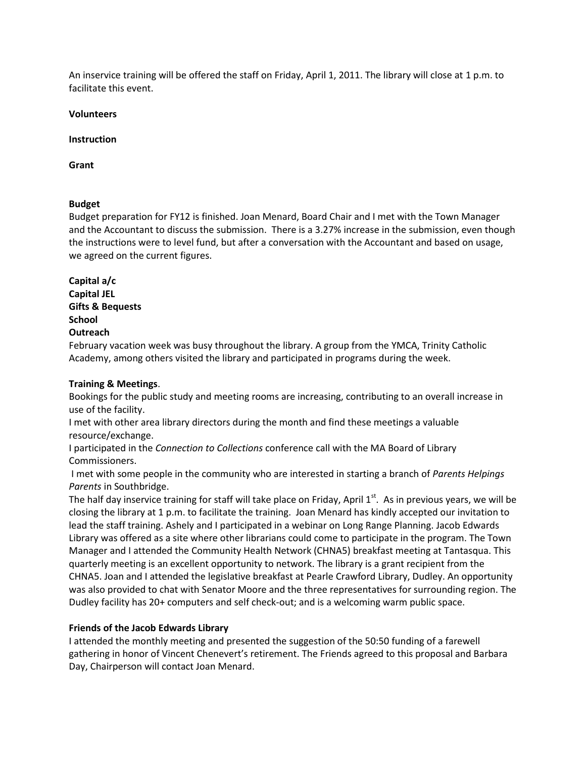An inservice training will be offered the staff on Friday, April 1, 2011. The library will close at 1 p.m. to facilitate this event.

**Volunteers**

**Instruction**

**Grant**

**Budget**

Budget preparation for FY12 is finished. Joan Menard, Board Chair and I met with the Town Manager and the Accountant to discuss the submission. There is a 3.27% increase in the submission, even though the instructions were to level fund, but after a conversation with the Accountant and based on usage, we agreed on the current figures.

**Capital a/c**
**Capital JEL**
**Gifts & Bequests**
**School**
**Outreach**

February vacation week was busy throughout the library. A group from the YMCA, Trinity Catholic Academy, among others visited the library and participated in programs during the week.

**Training & Meetings**.

Bookings for the public study and meeting rooms are increasing, contributing to an overall increase in use of the facility.

I met with other area library directors during the month and find these meetings a valuable resource/exchange.

I participated in the *Connection to Collections* conference call with the MA Board of Library Commissioners.

I met with some people in the community who are interested in starting a branch of *Parents Helpings Parents* in Southbridge.

The half day inservice training for staff will take place on Friday, April 1st. As in previous years, we will be closing the library at 1 p.m. to facilitate the training. Joan Menard has kindly accepted our invitation to lead the staff training. Ashely and I participated in a webinar on Long Range Planning. Jacob Edwards Library was offered as a site where other librarians could come to participate in the program. The Town Manager and I attended the Community Health Network (CHNA5) breakfast meeting at Tantasqua. This quarterly meeting is an excellent opportunity to network. The library is a grant recipient from the CHNA5. Joan and I attended the legislative breakfast at Pearle Crawford Library, Dudley. An opportunity was also provided to chat with Senator Moore and the three representatives for surrounding region. The Dudley facility has 20+ computers and self check-out; and is a welcoming warm public space.

**Friends of the Jacob Edwards Library**

I attended the monthly meeting and presented the suggestion of the 50:50 funding of a farewell gathering in honor of Vincent Chenevert's retirement. The Friends agreed to this proposal and Barbara Day, Chairperson will contact Joan Menard.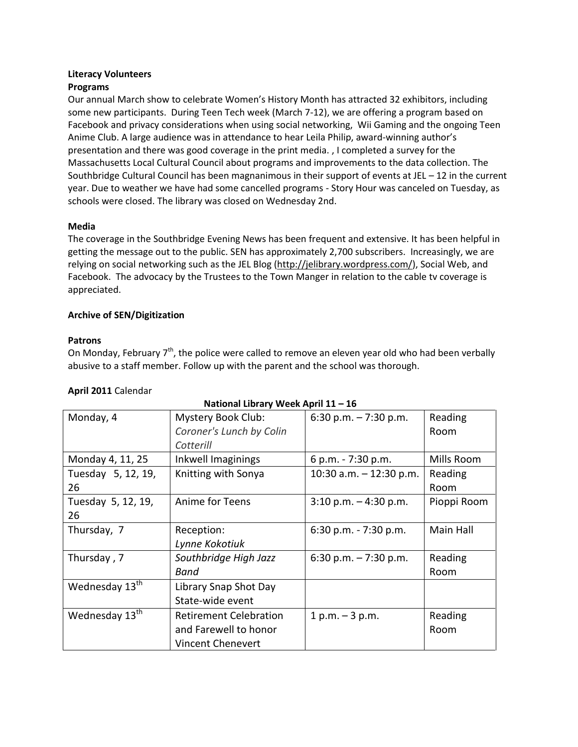**Literacy Volunteers**

**Programs**

Our annual March show to celebrate Women's History Month has attracted 32 exhibitors, including some new participants. During Teen Tech week (March 7-12), we are offering a program based on Facebook and privacy considerations when using social networking, Wii Gaming and the ongoing Teen Anime Club. A large audience was in attendance to hear Leila Philip, award-winning author's presentation and there was good coverage in the print media. , I completed a survey for the Massachusetts Local Cultural Council about programs and improvements to the data collection. The Southbridge Cultural Council has been magnanimous in their support of events at JEL – 12 in the current year. Due to weather we have had some cancelled programs - Story Hour was canceled on Tuesday, as schools were closed. The library was closed on Wednesday 2nd.

**Media**

The coverage in the Southbridge Evening News has been frequent and extensive. It has been helpful in getting the message out to the public. SEN has approximately 2,700 subscribers. Increasingly, we are relying on social networking such as the JEL Blog (http://jelibrary.wordpress.com/), Social Web, and Facebook. The advocacy by the Trustees to the Town Manger in relation to the cable tv coverage is appreciated.

**Archive of SEN/Digitization**

**Patrons**

On Monday, February 7th, the police were called to remove an eleven year old who had been verbally abusive to a staff member. Follow up with the parent and the school was thorough.

**April 2011** Calendar

**National Library Week April 11 – 16**

| Monday, 4 | Mystery Book Club: *Coroner's Lunch by Colin Cotterill* | 6:30 p.m. – 7:30 p.m. | Reading Room |
|---|---|---|---|
| Monday 4, 11, 25 | Inkwell Imaginings | 6 p.m. - 7:30 p.m. | Mills Room |
| Tuesday 5, 12, 19, 26 | Knitting with Sonya | 10:30 a.m. – 12:30 p.m. | Reading Room |
| Tuesday 5, 12, 19, 26 | Anime for Teens | 3:10 p.m. – 4:30 p.m. | Pioppi Room |
| Thursday, 7 | Reception: *Lynne Kokotiuk* | 6:30 p.m. - 7:30 p.m. | Main Hall |
| Thursday , 7 | *Southbridge High Jazz Band* | 6:30 p.m. – 7:30 p.m. | Reading Room |
| Wednesday 13th | Library Snap Shot Day State-wide event | | |
| Wednesday 13th | Retirement Celebration and Farewell to honor Vincent Chenevert | 1 p.m. – 3 p.m. | Reading Room |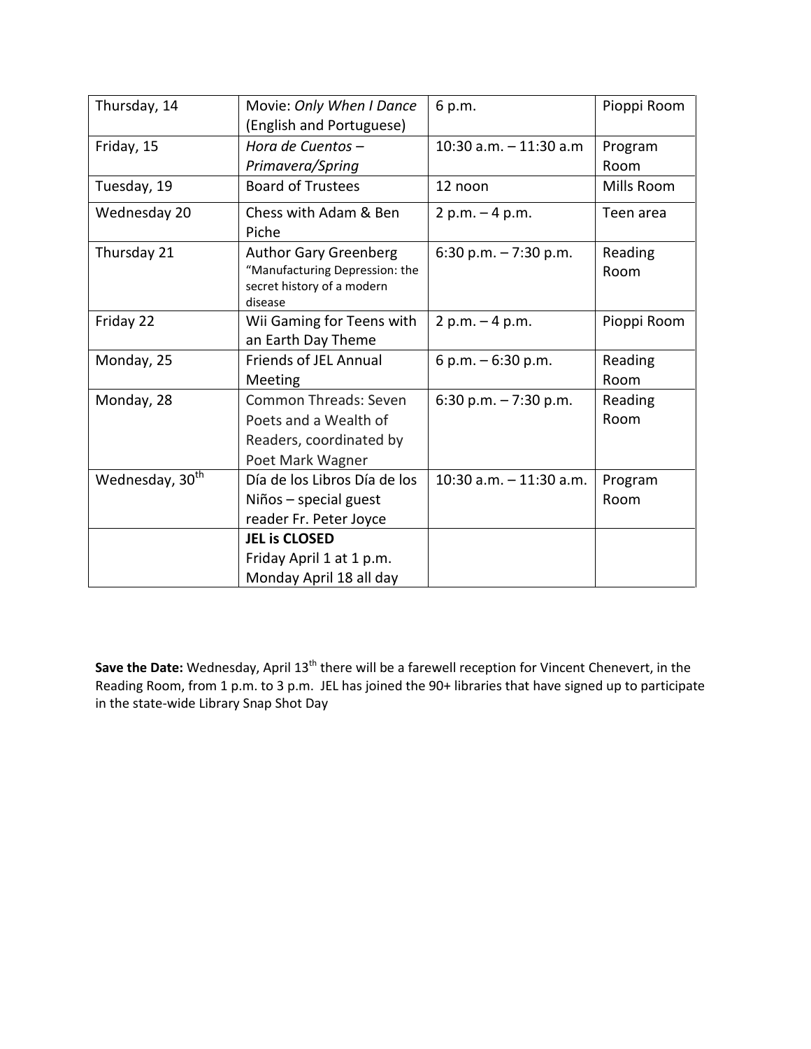| | | | |
|---|---|---|---|
| Thursday, 14 | Movie: *Only When I Dance* (English and Portuguese) | 6 p.m. | Pioppi Room |
| Friday, 15 | *Hora de Cuentos – Primavera/Spring* | 10:30 a.m. – 11:30 a.m | Program Room |
| Tuesday, 19 | Board of Trustees | 12 noon | Mills Room |
| Wednesday 20 | Chess with Adam & Ben Piche | 2 p.m. – 4 p.m. | Teen area |
| Thursday 21 | Author Gary Greenberg "Manufacturing Depression: the secret history of a modern disease | 6:30 p.m. – 7:30 p.m. | Reading Room |
| Friday 22 | Wii Gaming for Teens with an Earth Day Theme | 2 p.m. – 4 p.m. | Pioppi Room |
| Monday, 25 | Friends of JEL Annual Meeting | 6 p.m. – 6:30 p.m. | Reading Room |
| Monday, 28 | Common Threads: Seven Poets and a Wealth of Readers, coordinated by Poet Mark Wagner | 6:30 p.m. – 7:30 p.m. | Reading Room |
| Wednesday, 30th | Día de los Libros Día de los Niños – special guest reader Fr. Peter Joyce | 10:30 a.m. – 11:30 a.m. | Program Room |
| | **JEL is CLOSED** Friday April 1 at 1 p.m. Monday April 18 all day | | |

**Save the Date:** Wednesday, April 13th there will be a farewell reception for Vincent Chenevert, in the Reading Room, from 1 p.m. to 3 p.m. JEL has joined the 90+ libraries that have signed up to participate in the state-wide Library Snap Shot Day